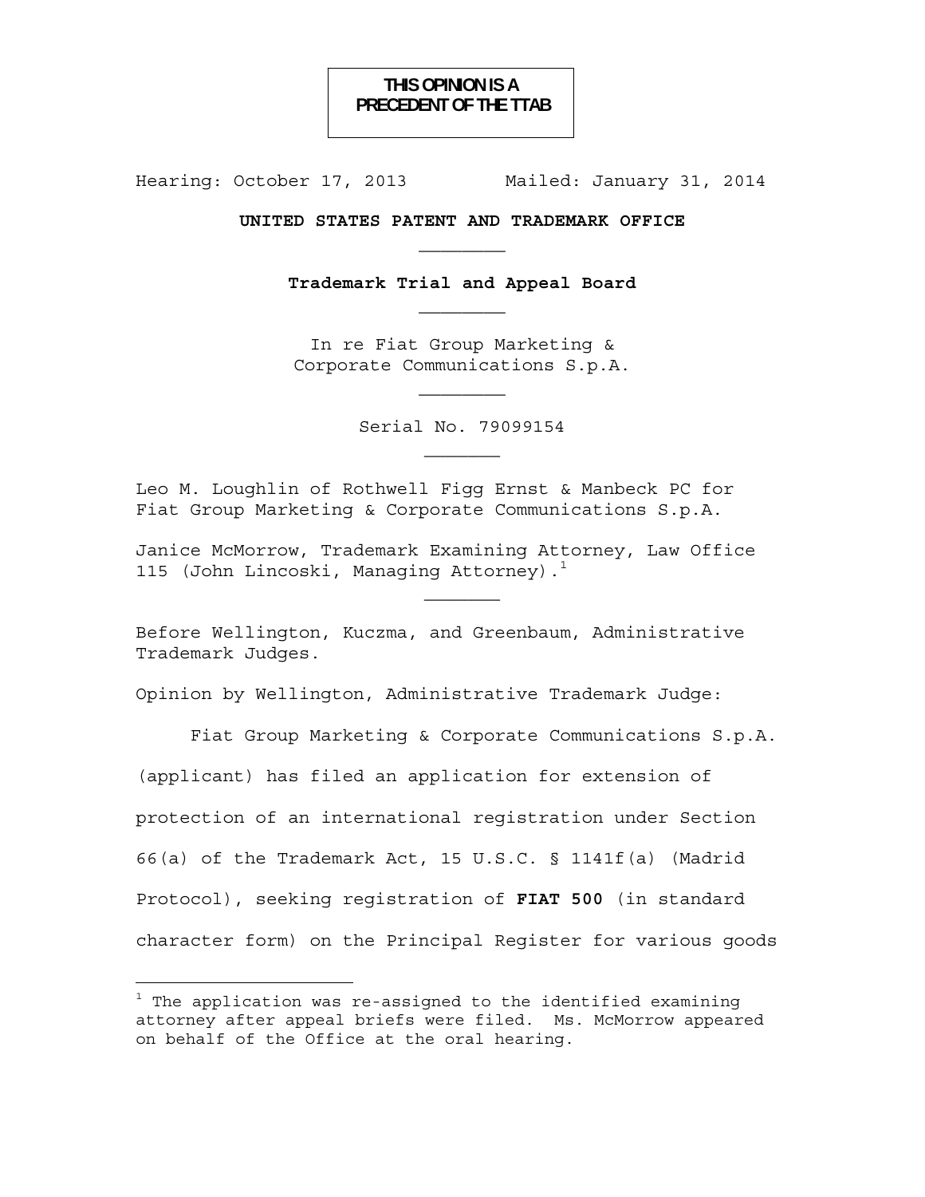**THIS OPINION IS A PRECEDENT OF THE TTAB**

Hearing: October 17, 2013 Mailed: January 31, 2014

**UNITED STATES PATENT AND TRADEMARK OFFICE**

________

**Trademark Trial and Appeal Board**

________

In re Fiat Group Marketing & Corporate Communications S.p.A.

________

Serial No. 79099154

_______

Leo M. Loughlin of Rothwell Figg Ernst & Manbeck PC for Fiat Group Marketing & Corporate Communications S.p.A.

Janice McMorrow, Trademark Examining Attorney, Law Office 115 (John Lincoski, Managing Attorney).[1]

_______

Before Wellington, Kuczma, and Greenbaum, Administrative Trademark Judges.

Opinion by Wellington, Administrative Trademark Judge:

Fiat Group Marketing & Corporate Communications S.p.A. (applicant) has filed an application for extension of protection of an international registration under Section 66(a) of the Trademark Act, 15 U.S.C. § 1141f(a) (Madrid Protocol), seeking registration of **FIAT 500** (in standard character form) on the Principal Register for various goods

---

[1] The application was re-assigned to the identified examining attorney after appeal briefs were filed. Ms. McMorrow appeared on behalf of the Office at the oral hearing.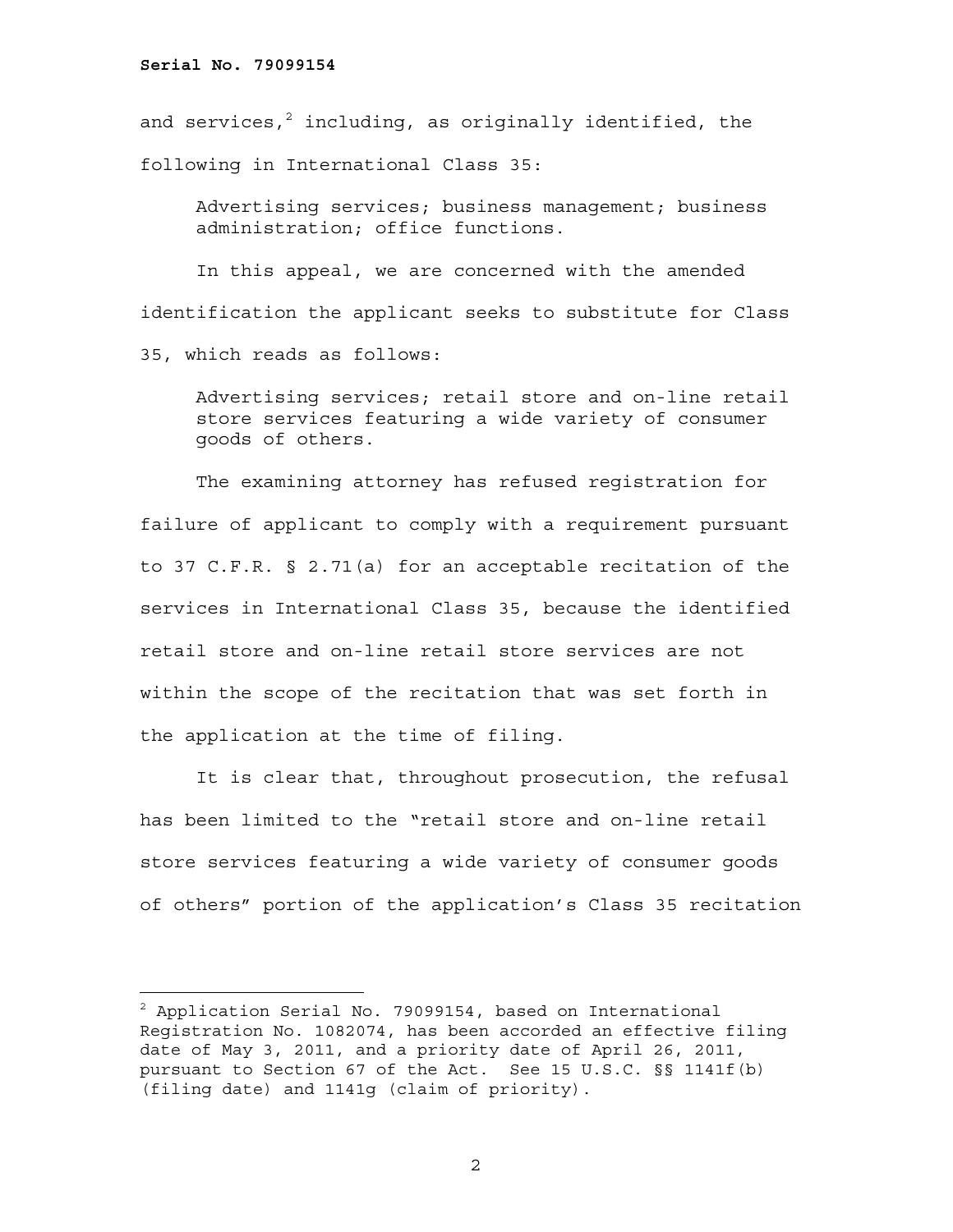and services,[2] including, as originally identified, the following in International Class 35:

> Advertising services; business management; business administration; office functions.

In this appeal, we are concerned with the amended identification the applicant seeks to substitute for Class 35, which reads as follows:

> Advertising services; retail store and on-line retail store services featuring a wide variety of consumer goods of others.

The examining attorney has refused registration for failure of applicant to comply with a requirement pursuant to 37 C.F.R. § 2.71(a) for an acceptable recitation of the services in International Class 35, because the identified retail store and on-line retail store services are not within the scope of the recitation that was set forth in the application at the time of filing.

It is clear that, throughout prosecution, the refusal has been limited to the "retail store and on-line retail store services featuring a wide variety of consumer goods of others" portion of the application's Class 35 recitation

---

[2] Application Serial No. 79099154, based on International Registration No. 1082074, has been accorded an effective filing date of May 3, 2011, and a priority date of April 26, 2011, pursuant to Section 67 of the Act. See 15 U.S.C. §§ 1141f(b) (filing date) and 1141g (claim of priority).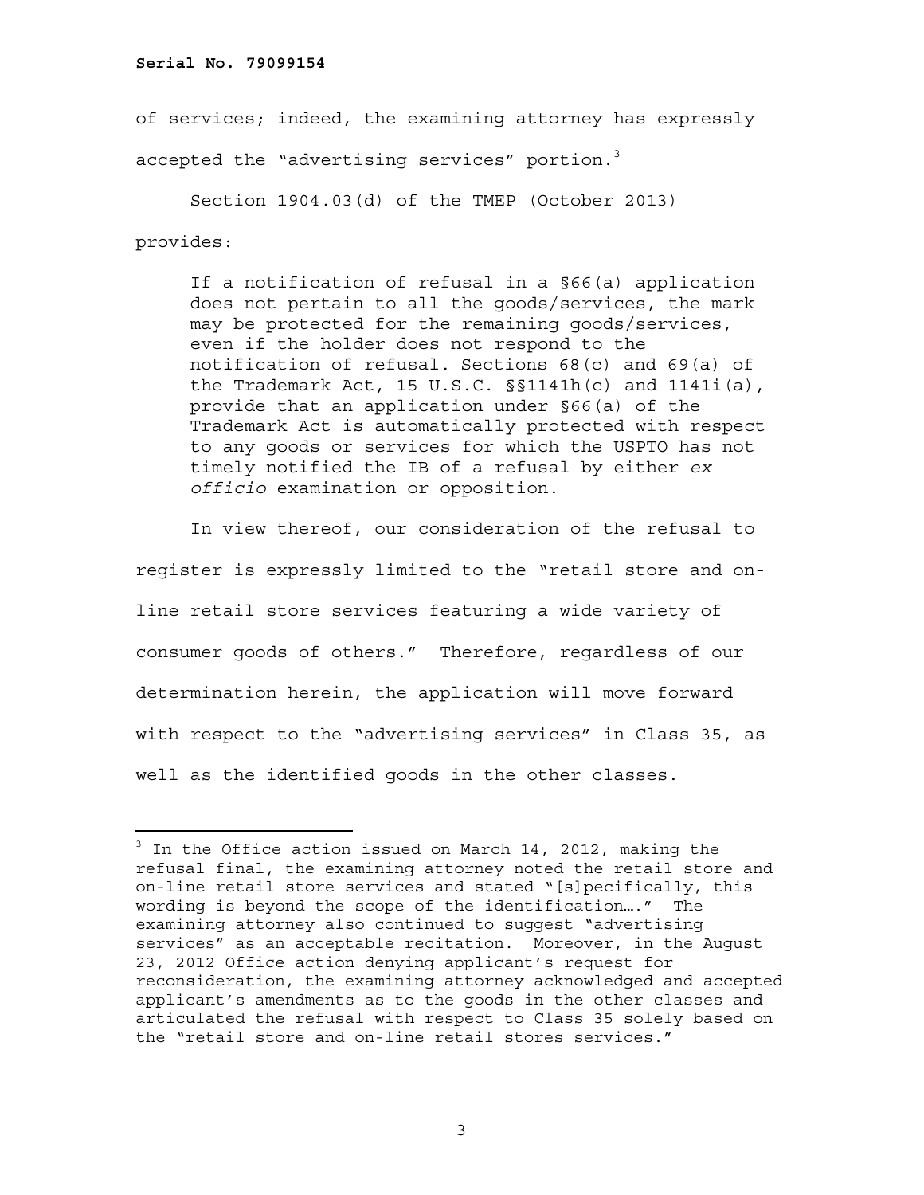of services; indeed, the examining attorney has expressly accepted the "advertising services" portion.[3]

Section 1904.03(d) of the TMEP (October 2013) provides:

> If a notification of refusal in a §66(a) application does not pertain to all the goods/services, the mark may be protected for the remaining goods/services, even if the holder does not respond to the notification of refusal. Sections 68(c) and 69(a) of the Trademark Act, 15 U.S.C. §§1141h(c) and 1141i(a), provide that an application under §66(a) of the Trademark Act is automatically protected with respect to any goods or services for which the USPTO has not timely notified the IB of a refusal by either *ex officio* examination or opposition.

In view thereof, our consideration of the refusal to register is expressly limited to the "retail store and on-line retail store services featuring a wide variety of consumer goods of others." Therefore, regardless of our determination herein, the application will move forward with respect to the "advertising services" in Class 35, as well as the identified goods in the other classes.

---

[3] In the Office action issued on March 14, 2012, making the refusal final, the examining attorney noted the retail store and on-line retail store services and stated "[s]pecifically, this wording is beyond the scope of the identification…." The examining attorney also continued to suggest "advertising services" as an acceptable recitation. Moreover, in the August 23, 2012 Office action denying applicant's request for reconsideration, the examining attorney acknowledged and accepted applicant's amendments as to the goods in the other classes and articulated the refusal with respect to Class 35 solely based on the "retail store and on-line retail stores services."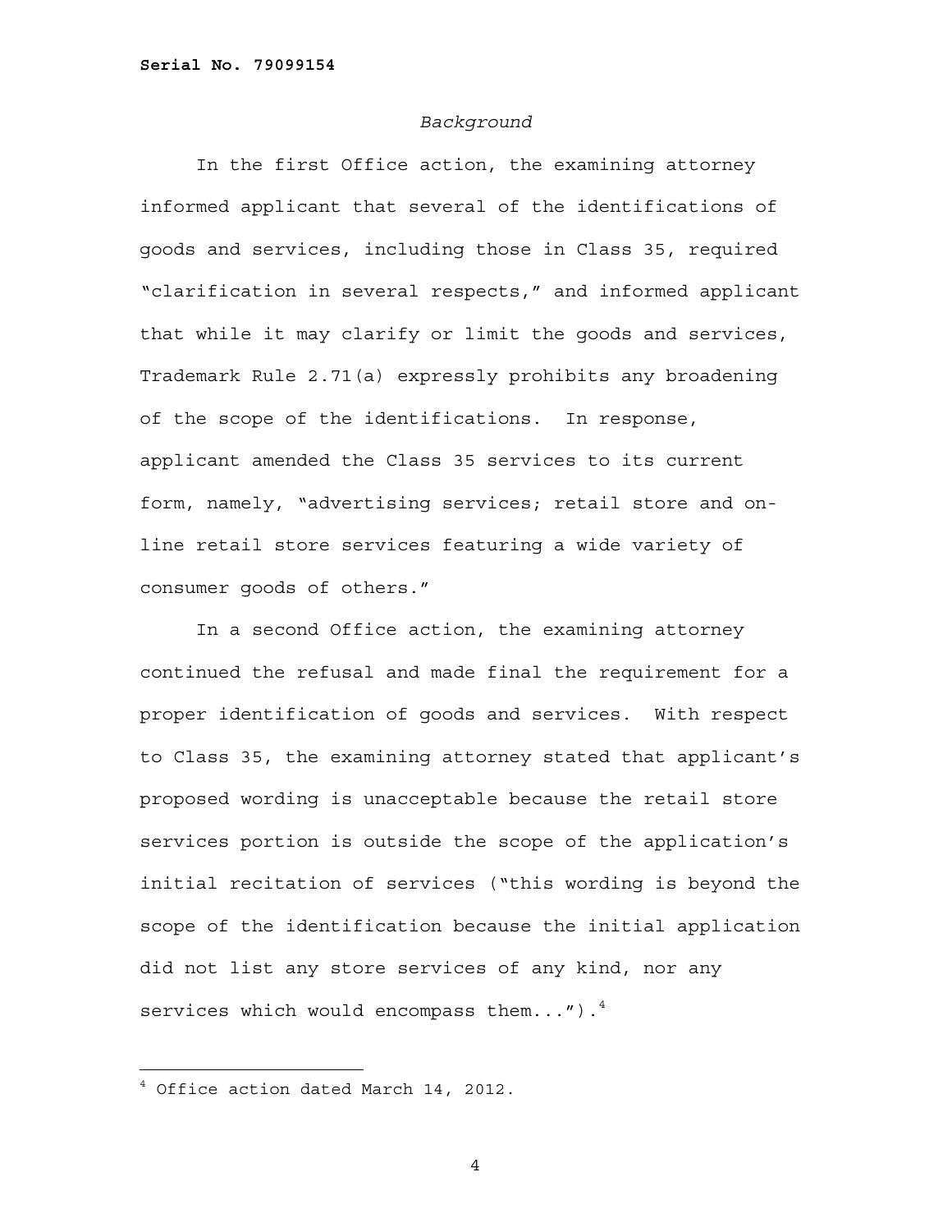*Background*

In the first Office action, the examining attorney informed applicant that several of the identifications of goods and services, including those in Class 35, required "clarification in several respects," and informed applicant that while it may clarify or limit the goods and services, Trademark Rule 2.71(a) expressly prohibits any broadening of the scope of the identifications. In response, applicant amended the Class 35 services to its current form, namely, "advertising services; retail store and on-line retail store services featuring a wide variety of consumer goods of others."

In a second Office action, the examining attorney continued the refusal and made final the requirement for a proper identification of goods and services. With respect to Class 35, the examining attorney stated that applicant's proposed wording is unacceptable because the retail store services portion is outside the scope of the application's initial recitation of services ("this wording is beyond the scope of the identification because the initial application did not list any store services of any kind, nor any services which would encompass them...").[4]

---

[4] Office action dated March 14, 2012.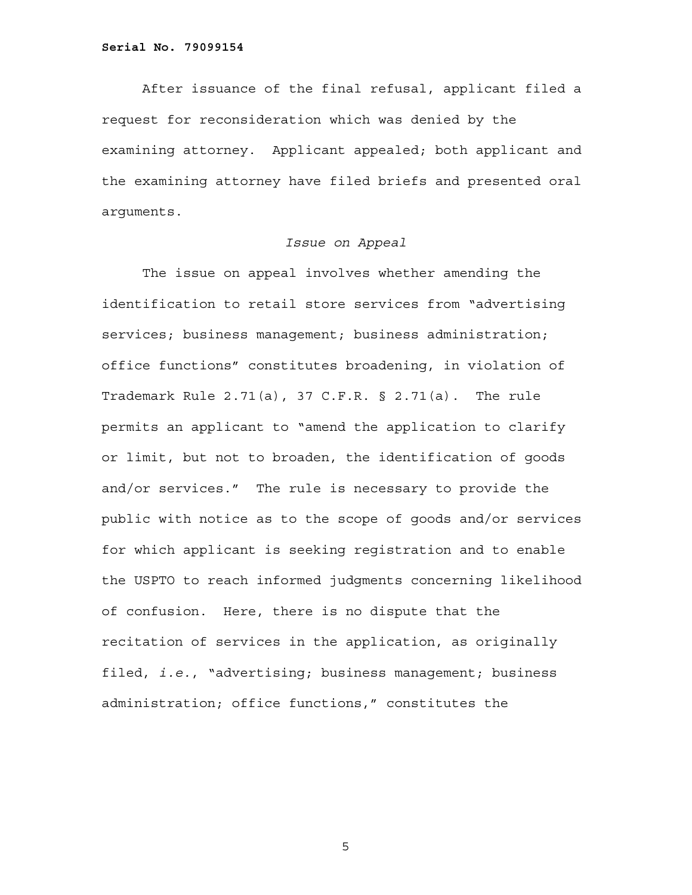After issuance of the final refusal, applicant filed a request for reconsideration which was denied by the examining attorney. Applicant appealed; both applicant and the examining attorney have filed briefs and presented oral arguments.

*Issue on Appeal*

The issue on appeal involves whether amending the identification to retail store services from "advertising services; business management; business administration; office functions" constitutes broadening, in violation of Trademark Rule 2.71(a), 37 C.F.R. § 2.71(a). The rule permits an applicant to "amend the application to clarify or limit, but not to broaden, the identification of goods and/or services." The rule is necessary to provide the public with notice as to the scope of goods and/or services for which applicant is seeking registration and to enable the USPTO to reach informed judgments concerning likelihood of confusion. Here, there is no dispute that the recitation of services in the application, as originally filed, *i.e.*, "advertising; business management; business administration; office functions," constitutes the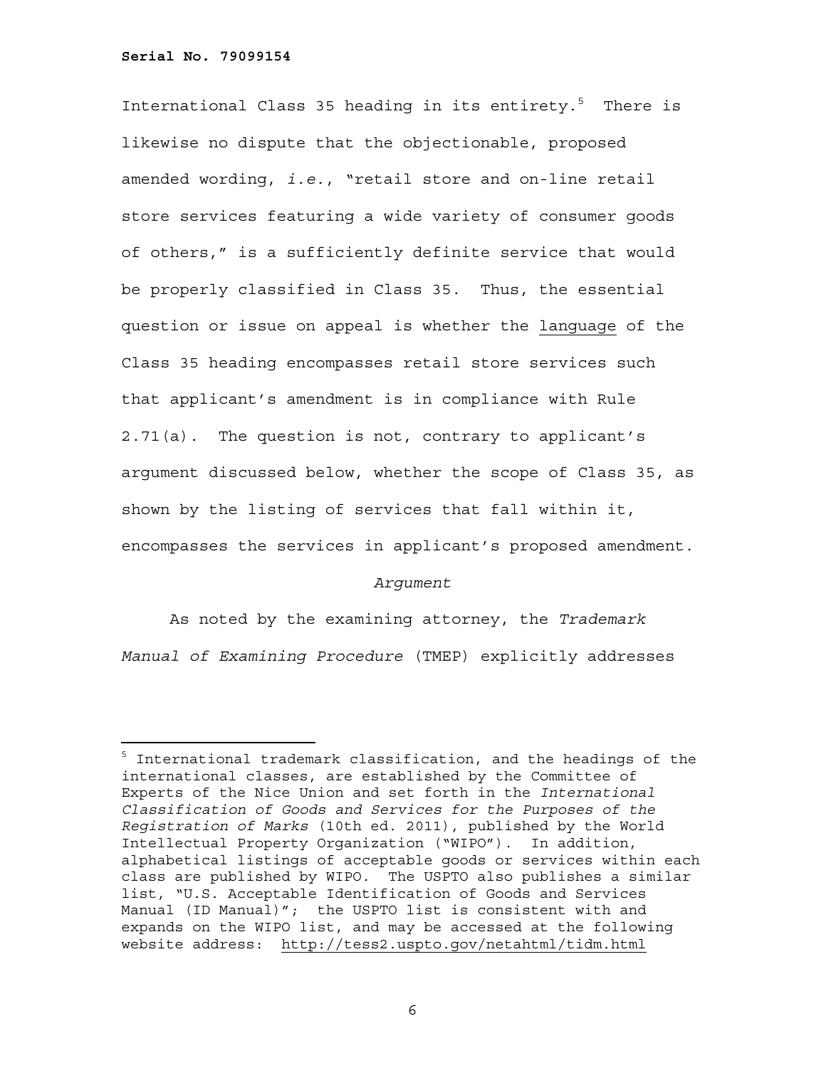International Class 35 heading in its entirety.[5] There is likewise no dispute that the objectionable, proposed amended wording, *i.e.*, "retail store and on-line retail store services featuring a wide variety of consumer goods of others," is a sufficiently definite service that would be properly classified in Class 35. Thus, the essential question or issue on appeal is whether the language of the Class 35 heading encompasses retail store services such that applicant's amendment is in compliance with Rule 2.71(a). The question is not, contrary to applicant's argument discussed below, whether the scope of Class 35, as shown by the listing of services that fall within it, encompasses the services in applicant's proposed amendment.

*Argument*

As noted by the examining attorney, the *Trademark Manual of Examining Procedure* (TMEP) explicitly addresses

---

[5] International trademark classification, and the headings of the international classes, are established by the Committee of Experts of the Nice Union and set forth in the *International Classification of Goods and Services for the Purposes of the Registration of Marks* (10th ed. 2011), published by the World Intellectual Property Organization ("WIPO"). In addition, alphabetical listings of acceptable goods or services within each class are published by WIPO. The USPTO also publishes a similar list, "U.S. Acceptable Identification of Goods and Services Manual (ID Manual)"; the USPTO list is consistent with and expands on the WIPO list, and may be accessed at the following website address: http://tess2.uspto.gov/netahtml/tidm.html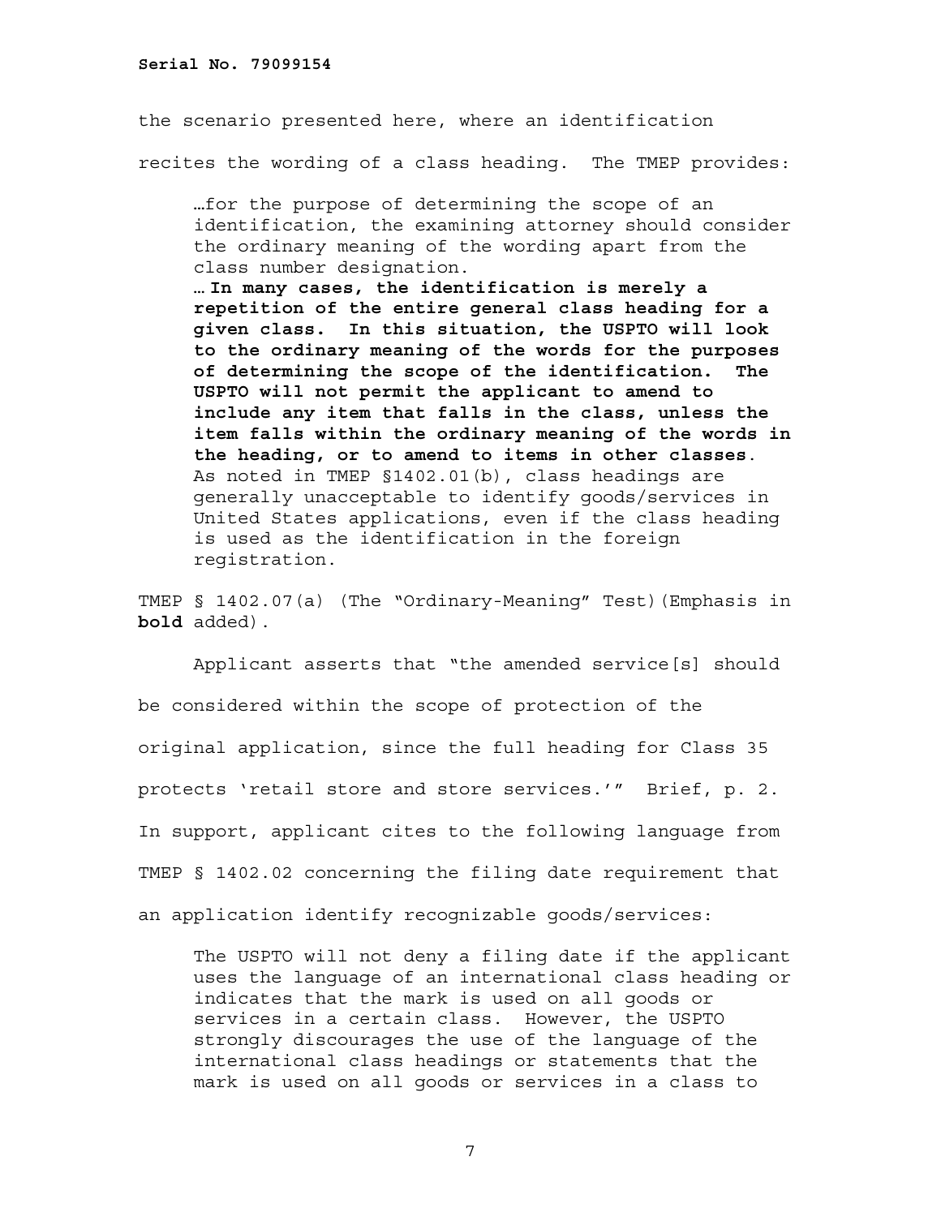the scenario presented here, where an identification recites the wording of a class heading. The TMEP provides:

> …for the purpose of determining the scope of an identification, the examining attorney should consider the ordinary meaning of the wording apart from the class number designation.
> **… In many cases, the identification is merely a repetition of the entire general class heading for a given class. In this situation, the USPTO will look to the ordinary meaning of the words for the purposes of determining the scope of the identification. The USPTO will not permit the applicant to amend to include any item that falls in the class, unless the item falls within the ordinary meaning of the words in the heading, or to amend to items in other classes**. As noted in TMEP §1402.01(b), class headings are generally unacceptable to identify goods/services in United States applications, even if the class heading is used as the identification in the foreign registration.

TMEP § 1402.07(a) (The "Ordinary-Meaning" Test)(Emphasis in **bold** added).

Applicant asserts that "the amended service[s] should be considered within the scope of protection of the original application, since the full heading for Class 35 protects 'retail store and store services.'" Brief, p. 2. In support, applicant cites to the following language from TMEP § 1402.02 concerning the filing date requirement that an application identify recognizable goods/services:

> The USPTO will not deny a filing date if the applicant uses the language of an international class heading or indicates that the mark is used on all goods or services in a certain class. However, the USPTO strongly discourages the use of the language of the international class headings or statements that the mark is used on all goods or services in a class to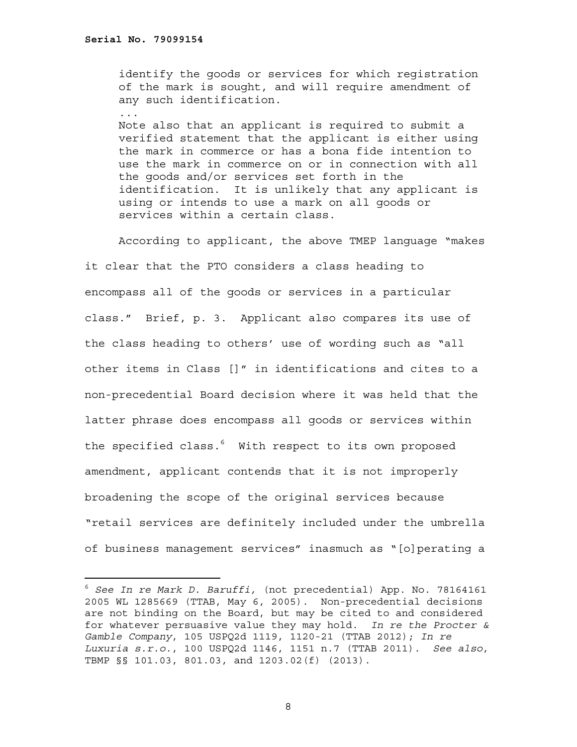> identify the goods or services for which registration of the mark is sought, and will require amendment of any such identification.
>
> ...
>
> Note also that an applicant is required to submit a verified statement that the applicant is either using the mark in commerce or has a bona fide intention to use the mark in commerce on or in connection with all the goods and/or services set forth in the identification. It is unlikely that any applicant is using or intends to use a mark on all goods or services within a certain class.

According to applicant, the above TMEP language "makes it clear that the PTO considers a class heading to encompass all of the goods or services in a particular class." Brief, p. 3. Applicant also compares its use of the class heading to others' use of wording such as "all other items in Class []" in identifications and cites to a non-precedential Board decision where it was held that the latter phrase does encompass all goods or services within the specified class.[6] With respect to its own proposed amendment, applicant contends that it is not improperly broadening the scope of the original services because "retail services are definitely included under the umbrella of business management services" inasmuch as "[o]perating a

---

[6] *See In re Mark D. Baruffi,* (not precedential) App. No. 78164161 2005 WL 1285669 (TTAB, May 6, 2005). Non-precedential decisions are not binding on the Board, but may be cited to and considered for whatever persuasive value they may hold. *In re the Procter & Gamble Company*, 105 USPQ2d 1119, 1120-21 (TTAB 2012); *In re Luxuria s.r.o.*, 100 USPQ2d 1146, 1151 n.7 (TTAB 2011). *See also*, TBMP §§ 101.03, 801.03, and 1203.02(f) (2013).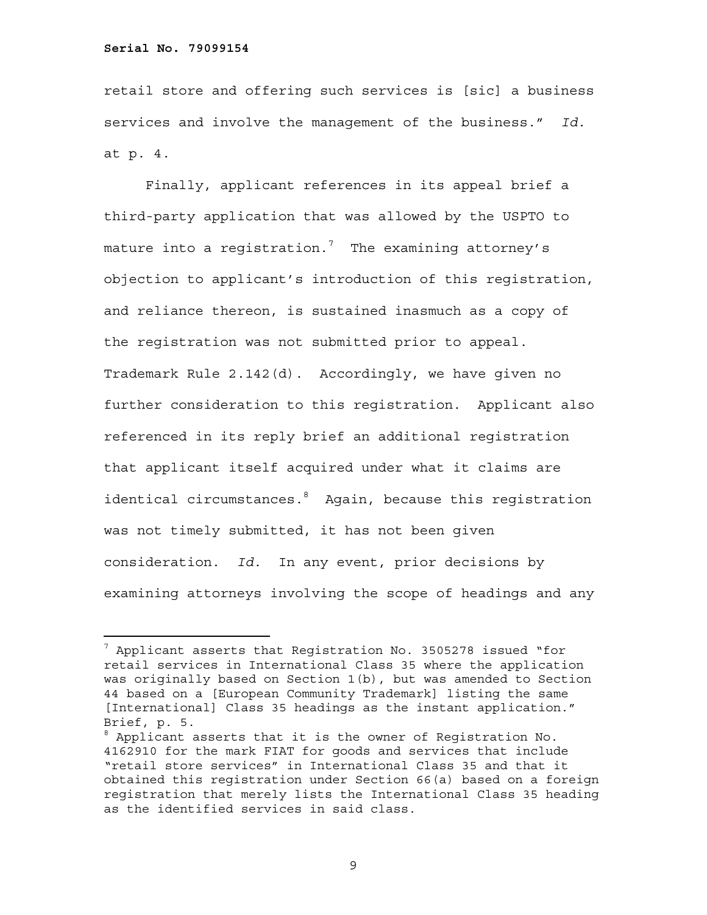retail store and offering such services is [sic] a business services and involve the management of the business." *Id.* at p. 4.

Finally, applicant references in its appeal brief a third-party application that was allowed by the USPTO to mature into a registration.[7] The examining attorney's objection to applicant's introduction of this registration, and reliance thereon, is sustained inasmuch as a copy of the registration was not submitted prior to appeal. Trademark Rule 2.142(d). Accordingly, we have given no further consideration to this registration. Applicant also referenced in its reply brief an additional registration that applicant itself acquired under what it claims are identical circumstances.[8] Again, because this registration was not timely submitted, it has not been given consideration. *Id.* In any event, prior decisions by examining attorneys involving the scope of headings and any

---

[7] Applicant asserts that Registration No. 3505278 issued "for retail services in International Class 35 where the application was originally based on Section 1(b), but was amended to Section 44 based on a [European Community Trademark] listing the same [International] Class 35 headings as the instant application." Brief, p. 5.

[8] Applicant asserts that it is the owner of Registration No. 4162910 for the mark FIAT for goods and services that include "retail store services" in International Class 35 and that it obtained this registration under Section 66(a) based on a foreign registration that merely lists the International Class 35 heading as the identified services in said class.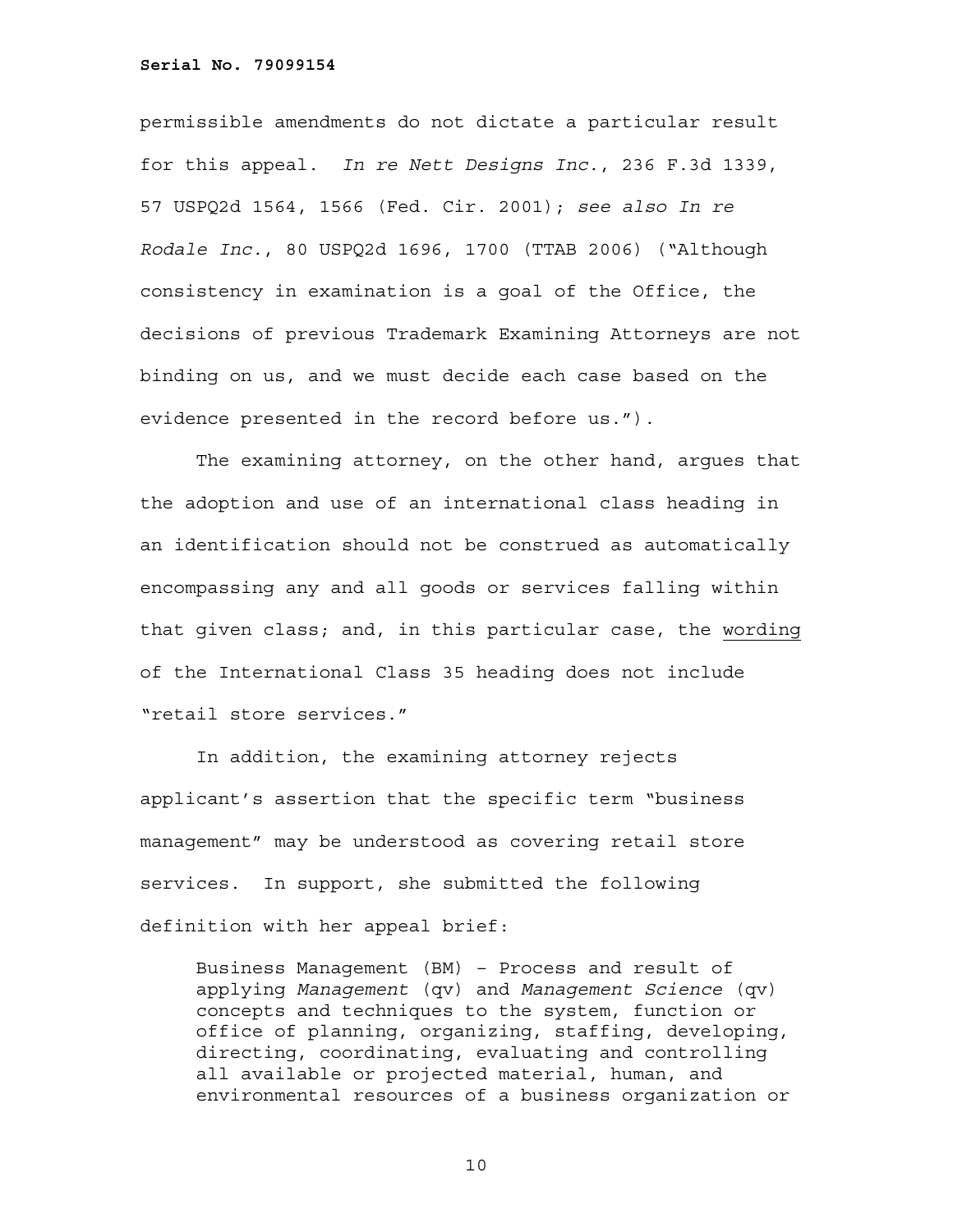permissible amendments do not dictate a particular result for this appeal. *In re Nett Designs Inc.*, 236 F.3d 1339, 57 USPQ2d 1564, 1566 (Fed. Cir. 2001); *see also In re Rodale Inc.*, 80 USPQ2d 1696, 1700 (TTAB 2006) ("Although consistency in examination is a goal of the Office, the decisions of previous Trademark Examining Attorneys are not binding on us, and we must decide each case based on the evidence presented in the record before us.").

The examining attorney, on the other hand, argues that the adoption and use of an international class heading in an identification should not be construed as automatically encompassing any and all goods or services falling within that given class; and, in this particular case, the <u>wording</u> of the International Class 35 heading does not include "retail store services."

In addition, the examining attorney rejects applicant's assertion that the specific term "business management" may be understood as covering retail store services. In support, she submitted the following definition with her appeal brief:

> Business Management (BM) – Process and result of applying *Management* (qv) and *Management Science* (qv) concepts and techniques to the system, function or office of planning, organizing, staffing, developing, directing, coordinating, evaluating and controlling all available or projected material, human, and environmental resources of a business organization or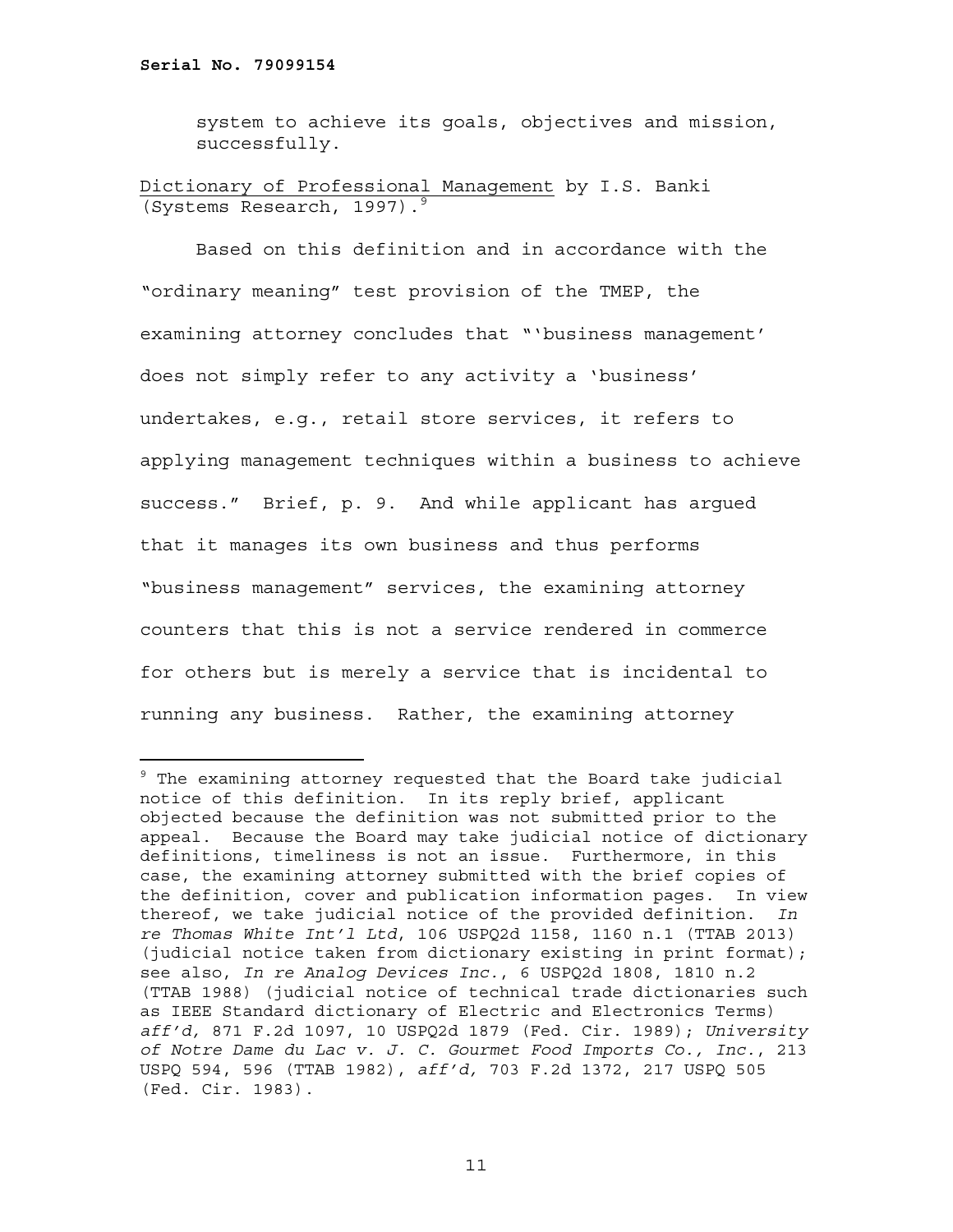system to achieve its goals, objectives and mission, successfully.

Dictionary of Professional Management by I.S. Banki (Systems Research, 1997).[9]

Based on this definition and in accordance with the "ordinary meaning" test provision of the TMEP, the examining attorney concludes that "'business management' does not simply refer to any activity a 'business' undertakes, e.g., retail store services, it refers to applying management techniques within a business to achieve success." Brief, p. 9. And while applicant has argued that it manages its own business and thus performs "business management" services, the examining attorney counters that this is not a service rendered in commerce for others but is merely a service that is incidental to running any business. Rather, the examining attorney

---

[9] The examining attorney requested that the Board take judicial notice of this definition. In its reply brief, applicant objected because the definition was not submitted prior to the appeal. Because the Board may take judicial notice of dictionary definitions, timeliness is not an issue. Furthermore, in this case, the examining attorney submitted with the brief copies of the definition, cover and publication information pages. In view thereof, we take judicial notice of the provided definition. *In re Thomas White Int'l Ltd*, 106 USPQ2d 1158, 1160 n.1 (TTAB 2013) (judicial notice taken from dictionary existing in print format); see also, *In re Analog Devices Inc.*, 6 USPQ2d 1808, 1810 n.2 (TTAB 1988) (judicial notice of technical trade dictionaries such as IEEE Standard dictionary of Electric and Electronics Terms) *aff'd*, 871 F.2d 1097, 10 USPQ2d 1879 (Fed. Cir. 1989); *University of Notre Dame du Lac v. J. C. Gourmet Food Imports Co., Inc.*, 213 USPQ 594, 596 (TTAB 1982), *aff'd*, 703 F.2d 1372, 217 USPQ 505 (Fed. Cir. 1983).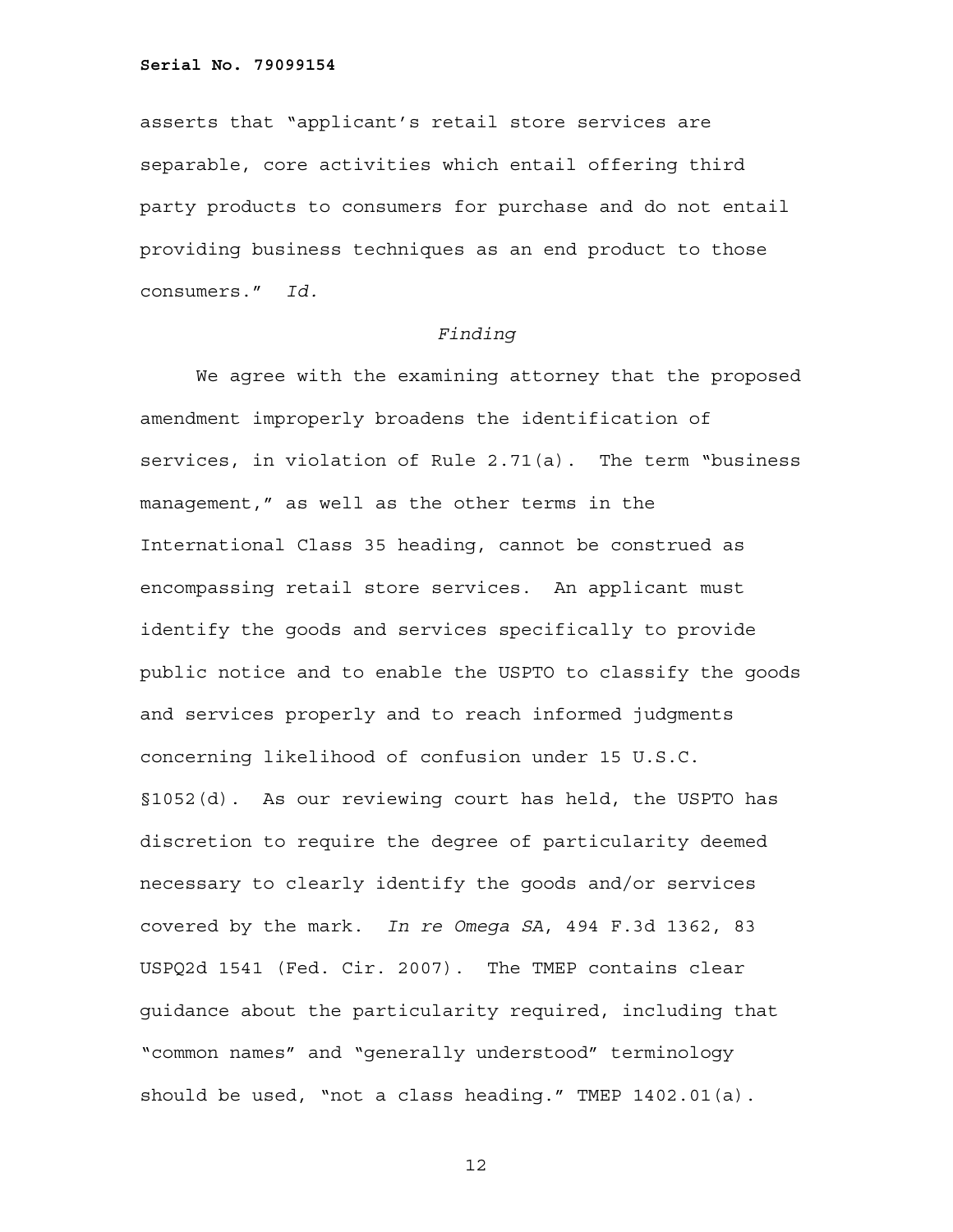asserts that "applicant's retail store services are separable, core activities which entail offering third party products to consumers for purchase and do not entail providing business techniques as an end product to those consumers." *Id.*

*Finding*

We agree with the examining attorney that the proposed amendment improperly broadens the identification of services, in violation of Rule 2.71(a). The term "business management," as well as the other terms in the International Class 35 heading, cannot be construed as encompassing retail store services. An applicant must identify the goods and services specifically to provide public notice and to enable the USPTO to classify the goods and services properly and to reach informed judgments concerning likelihood of confusion under 15 U.S.C. §1052(d). As our reviewing court has held, the USPTO has discretion to require the degree of particularity deemed necessary to clearly identify the goods and/or services covered by the mark. *In re Omega SA*, 494 F.3d 1362, 83 USPQ2d 1541 (Fed. Cir. 2007). The TMEP contains clear guidance about the particularity required, including that "common names" and "generally understood" terminology should be used, "not a class heading." TMEP 1402.01(a).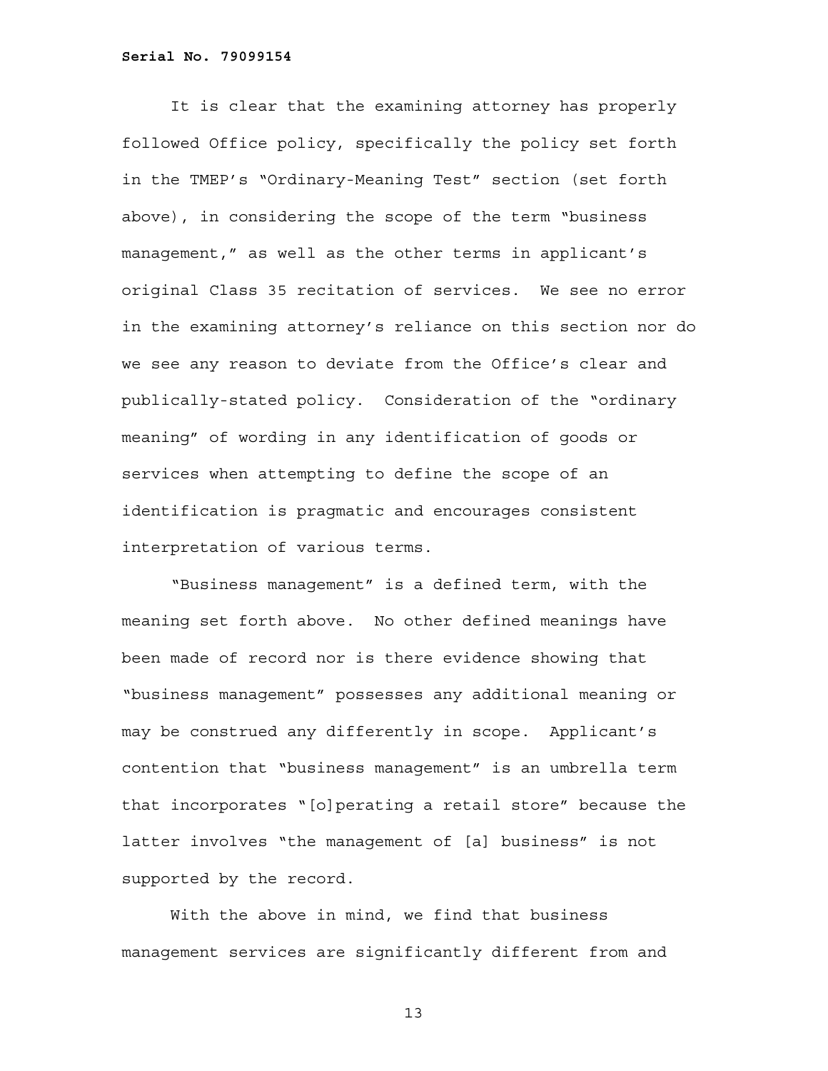It is clear that the examining attorney has properly followed Office policy, specifically the policy set forth in the TMEP's "Ordinary-Meaning Test" section (set forth above), in considering the scope of the term "business management," as well as the other terms in applicant's original Class 35 recitation of services. We see no error in the examining attorney's reliance on this section nor do we see any reason to deviate from the Office's clear and publically-stated policy. Consideration of the "ordinary meaning" of wording in any identification of goods or services when attempting to define the scope of an identification is pragmatic and encourages consistent interpretation of various terms.

"Business management" is a defined term, with the meaning set forth above. No other defined meanings have been made of record nor is there evidence showing that "business management" possesses any additional meaning or may be construed any differently in scope. Applicant's contention that "business management" is an umbrella term that incorporates "[o]perating a retail store" because the latter involves "the management of [a] business" is not supported by the record.

With the above in mind, we find that business management services are significantly different from and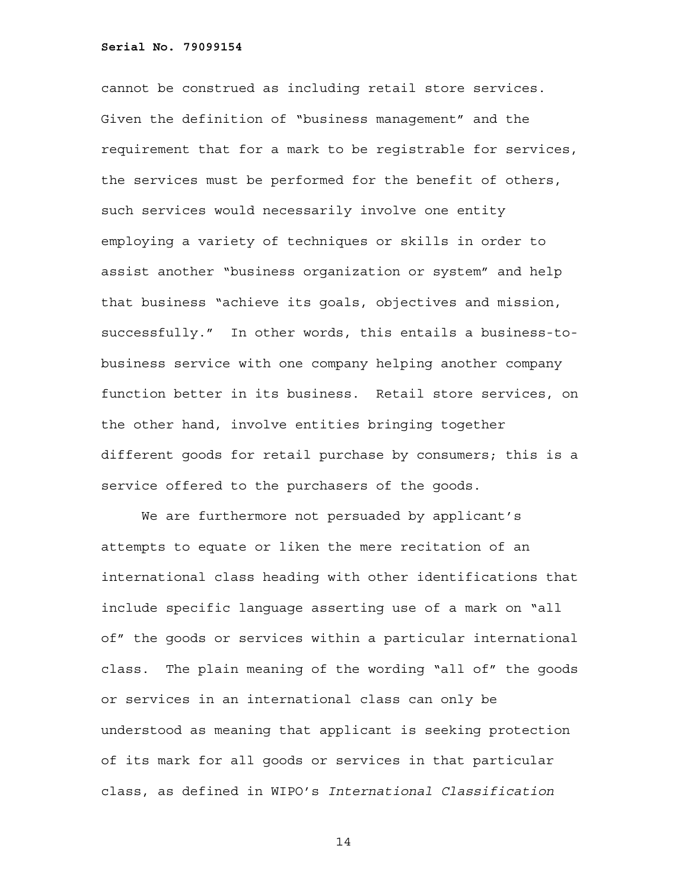cannot be construed as including retail store services. Given the definition of "business management" and the requirement that for a mark to be registrable for services, the services must be performed for the benefit of others, such services would necessarily involve one entity employing a variety of techniques or skills in order to assist another "business organization or system" and help that business "achieve its goals, objectives and mission, successfully." In other words, this entails a business-to-business service with one company helping another company function better in its business. Retail store services, on the other hand, involve entities bringing together different goods for retail purchase by consumers; this is a service offered to the purchasers of the goods.

We are furthermore not persuaded by applicant's attempts to equate or liken the mere recitation of an international class heading with other identifications that include specific language asserting use of a mark on "all of" the goods or services within a particular international class. The plain meaning of the wording "all of" the goods or services in an international class can only be understood as meaning that applicant is seeking protection of its mark for all goods or services in that particular class, as defined in WIPO's *International Classification*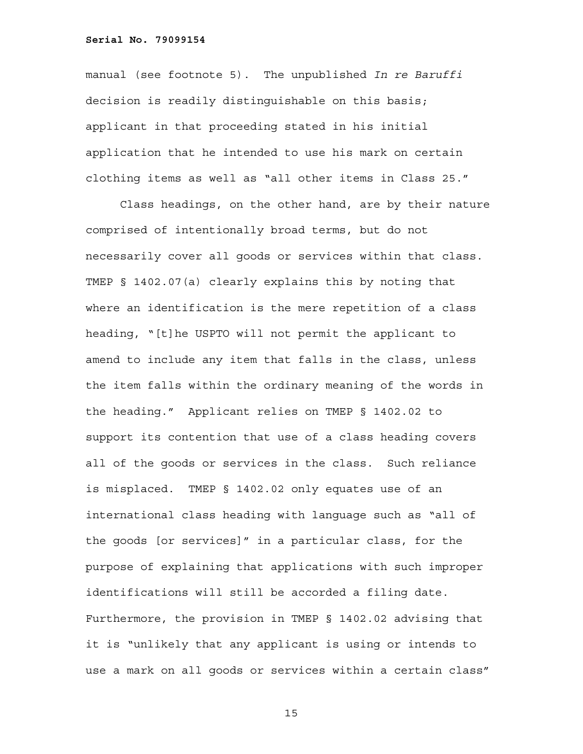manual (see footnote 5). The unpublished *In re Baruffi* decision is readily distinguishable on this basis; applicant in that proceeding stated in his initial application that he intended to use his mark on certain clothing items as well as "all other items in Class 25."

Class headings, on the other hand, are by their nature comprised of intentionally broad terms, but do not necessarily cover all goods or services within that class. TMEP § 1402.07(a) clearly explains this by noting that where an identification is the mere repetition of a class heading, "[t]he USPTO will not permit the applicant to amend to include any item that falls in the class, unless the item falls within the ordinary meaning of the words in the heading." Applicant relies on TMEP § 1402.02 to support its contention that use of a class heading covers all of the goods or services in the class. Such reliance is misplaced. TMEP § 1402.02 only equates use of an international class heading with language such as "all of the goods [or services]" in a particular class, for the purpose of explaining that applications with such improper identifications will still be accorded a filing date. Furthermore, the provision in TMEP § 1402.02 advising that it is "unlikely that any applicant is using or intends to use a mark on all goods or services within a certain class"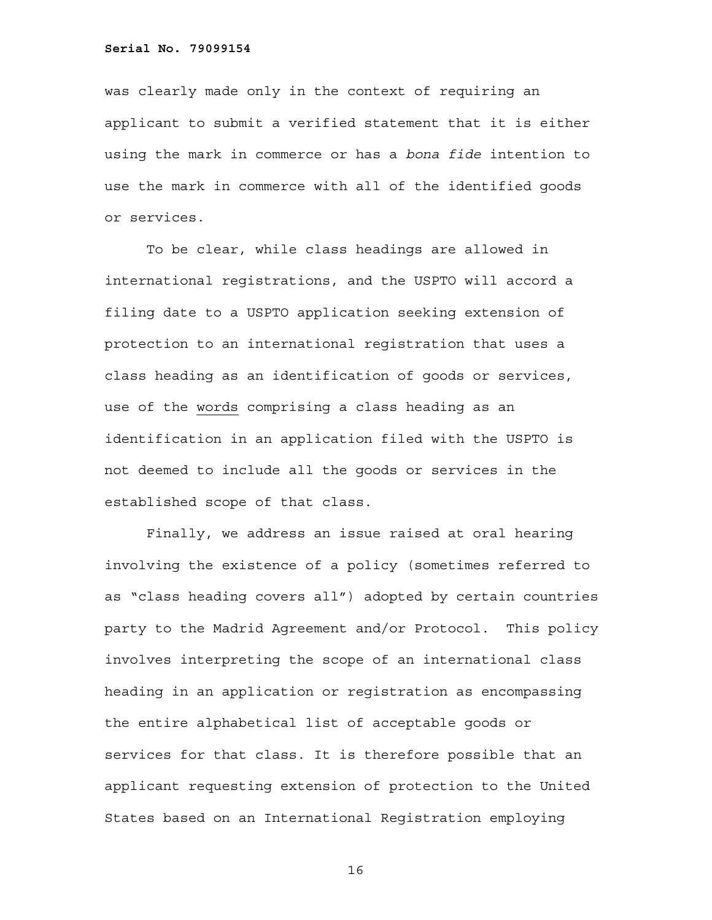was clearly made only in the context of requiring an applicant to submit a verified statement that it is either using the mark in commerce or has a *bona fide* intention to use the mark in commerce with all of the identified goods or services.

To be clear, while class headings are allowed in international registrations, and the USPTO will accord a filing date to a USPTO application seeking extension of protection to an international registration that uses a class heading as an identification of goods or services, use of the <u>words</u> comprising a class heading as an identification in an application filed with the USPTO is not deemed to include all the goods or services in the established scope of that class.

Finally, we address an issue raised at oral hearing involving the existence of a policy (sometimes referred to as "class heading covers all") adopted by certain countries party to the Madrid Agreement and/or Protocol. This policy involves interpreting the scope of an international class heading in an application or registration as encompassing the entire alphabetical list of acceptable goods or services for that class. It is therefore possible that an applicant requesting extension of protection to the United States based on an International Registration employing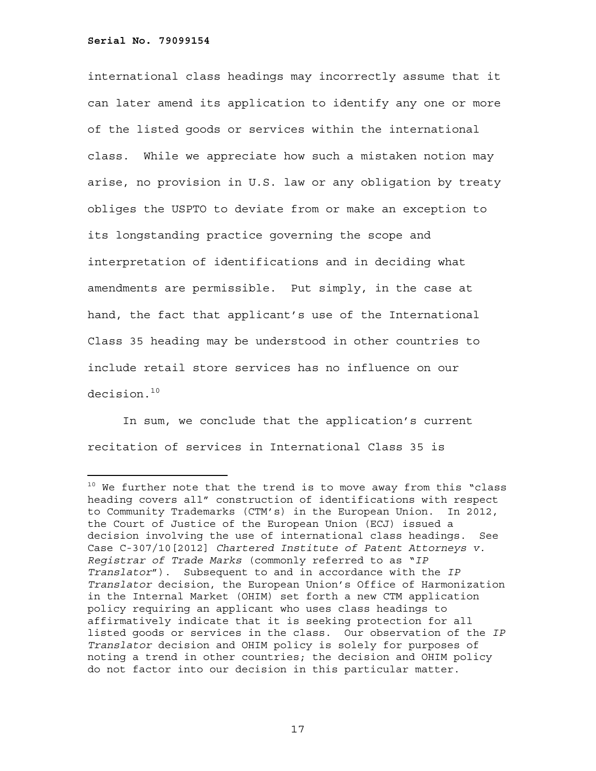international class headings may incorrectly assume that it can later amend its application to identify any one or more of the listed goods or services within the international class. While we appreciate how such a mistaken notion may arise, no provision in U.S. law or any obligation by treaty obliges the USPTO to deviate from or make an exception to its longstanding practice governing the scope and interpretation of identifications and in deciding what amendments are permissible. Put simply, in the case at hand, the fact that applicant's use of the International Class 35 heading may be understood in other countries to include retail store services has no influence on our decision.[10]

In sum, we conclude that the application's current recitation of services in International Class 35 is

---

[10] We further note that the trend is to move away from this "class heading covers all" construction of identifications with respect to Community Trademarks (CTM's) in the European Union. In 2012, the Court of Justice of the European Union (ECJ) issued a decision involving the use of international class headings. See Case C-307/10[2012] *Chartered Institute of Patent Attorneys v. Registrar of Trade Marks* (commonly referred to as "*IP Translator*"). Subsequent to and in accordance with the *IP Translator* decision, the European Union's Office of Harmonization in the Internal Market (OHIM) set forth a new CTM application policy requiring an applicant who uses class headings to affirmatively indicate that it is seeking protection for all listed goods or services in the class. Our observation of the *IP Translator* decision and OHIM policy is solely for purposes of noting a trend in other countries; the decision and OHIM policy do not factor into our decision in this particular matter.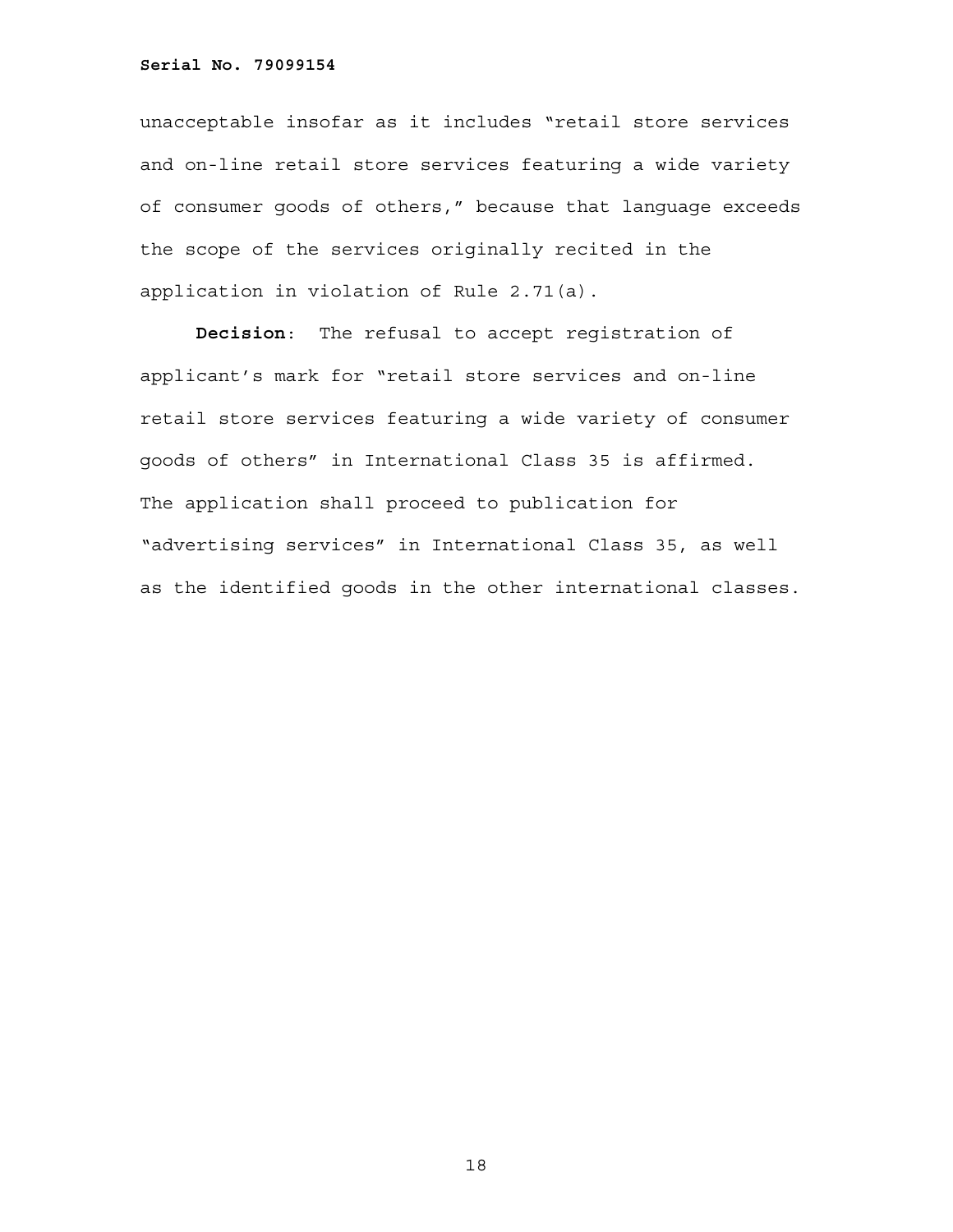unacceptable insofar as it includes "retail store services and on-line retail store services featuring a wide variety of consumer goods of others," because that language exceeds the scope of the services originally recited in the application in violation of Rule 2.71(a).

**Decision**: The refusal to accept registration of applicant's mark for "retail store services and on-line retail store services featuring a wide variety of consumer goods of others" in International Class 35 is affirmed. The application shall proceed to publication for "advertising services" in International Class 35, as well as the identified goods in the other international classes.